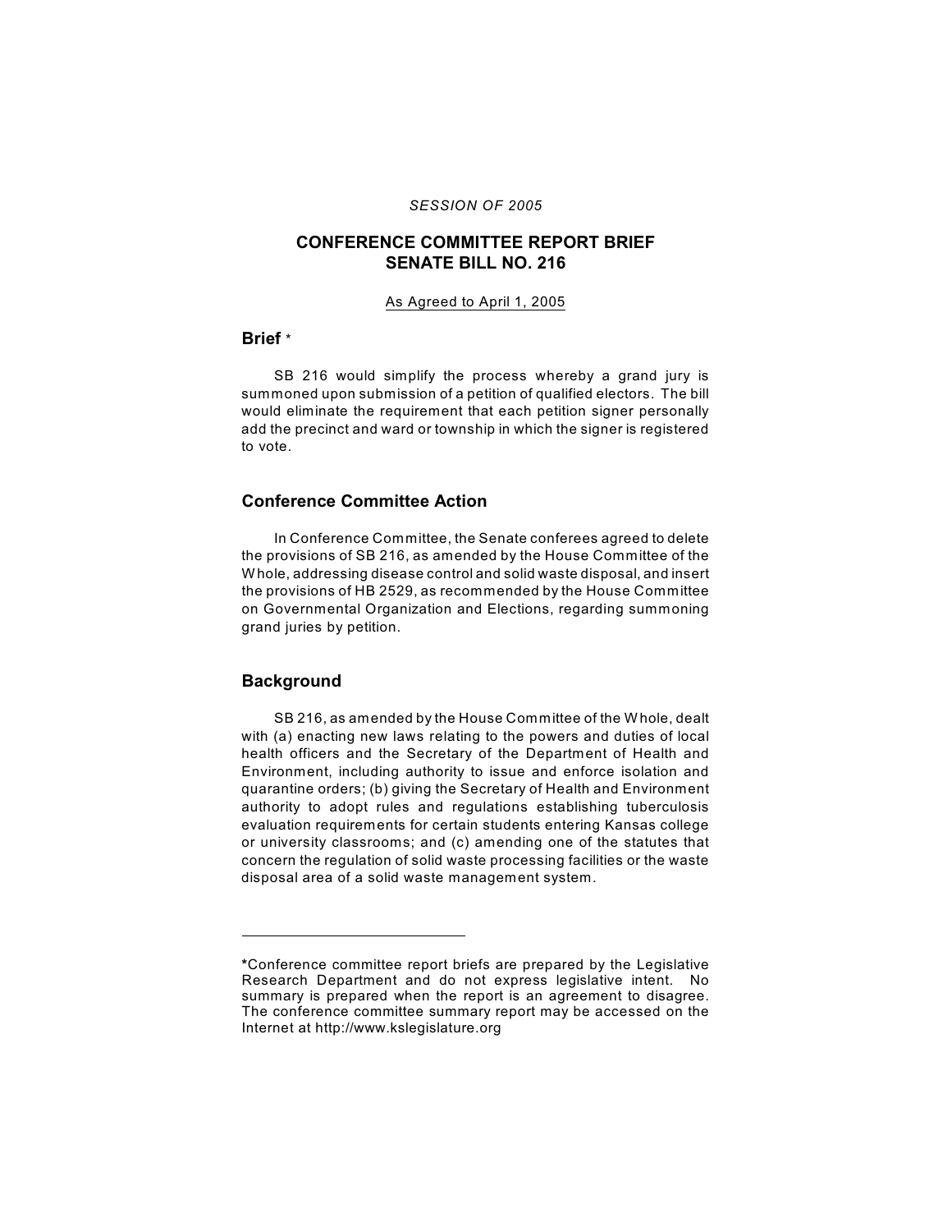*SESSION OF 2005*

# CONFERENCE COMMITTEE REPORT BRIEF
# SENATE BILL NO. 216

As Agreed to April 1, 2005

## Brief *

SB 216 would simplify the process whereby a grand jury is summoned upon submission of a petition of qualified electors. The bill would eliminate the requirement that each petition signer personally add the precinct and ward or township in which the signer is registered to vote.

## Conference Committee Action

In Conference Committee, the Senate conferees agreed to delete the provisions of SB 216, as amended by the House Committee of the Whole, addressing disease control and solid waste disposal, and insert the provisions of HB 2529, as recommended by the House Committee on Governmental Organization and Elections, regarding summoning grand juries by petition.

## Background

SB 216, as amended by the House Committee of the Whole, dealt with (a) enacting new laws relating to the powers and duties of local health officers and the Secretary of the Department of Health and Environment, including authority to issue and enforce isolation and quarantine orders; (b) giving the Secretary of Health and Environment authority to adopt rules and regulations establishing tuberculosis evaluation requirements for certain students entering Kansas college or university classrooms; and (c) amending one of the statutes that concern the regulation of solid waste processing facilities or the waste disposal area of a solid waste management system.

---

*Conference committee report briefs are prepared by the Legislative Research Department and do not express legislative intent. No summary is prepared when the report is an agreement to disagree. The conference committee summary report may be accessed on the Internet at http://www.kslegislature.org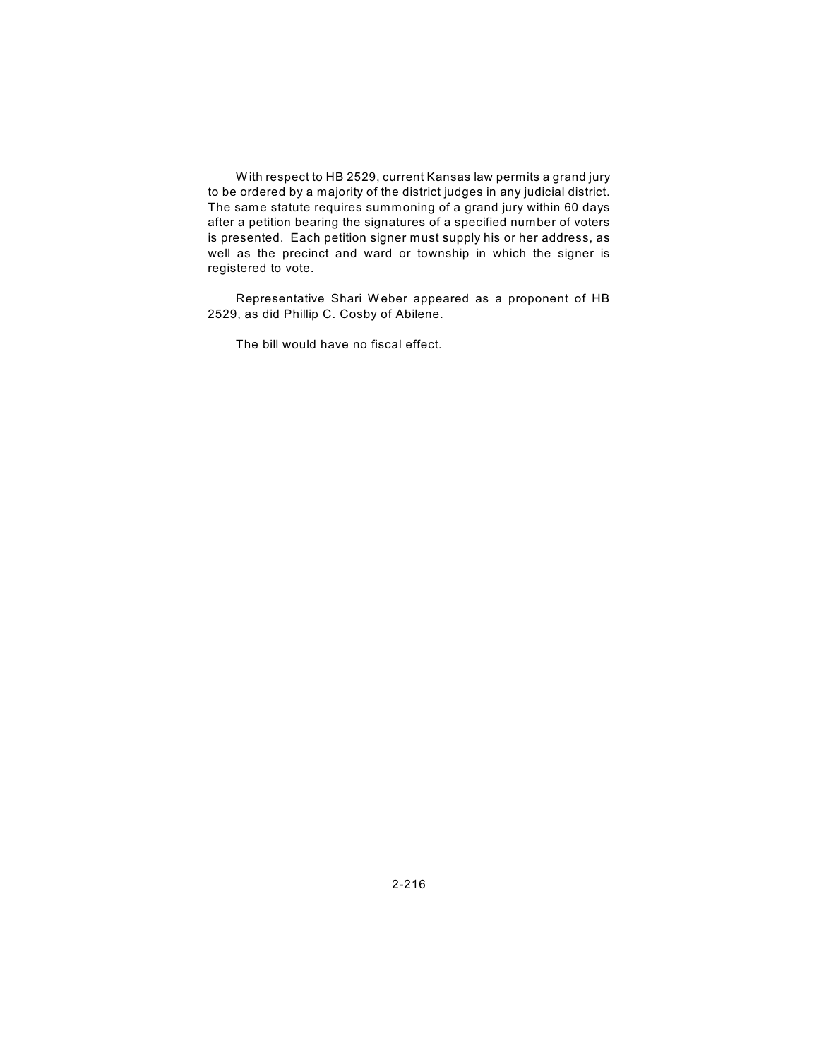With respect to HB 2529, current Kansas law permits a grand jury to be ordered by a majority of the district judges in any judicial district. The same statute requires summoning of a grand jury within 60 days after a petition bearing the signatures of a specified number of voters is presented. Each petition signer must supply his or her address, as well as the precinct and ward or township in which the signer is registered to vote.

Representative Shari Weber appeared as a proponent of HB 2529, as did Phillip C. Cosby of Abilene.

The bill would have no fiscal effect.